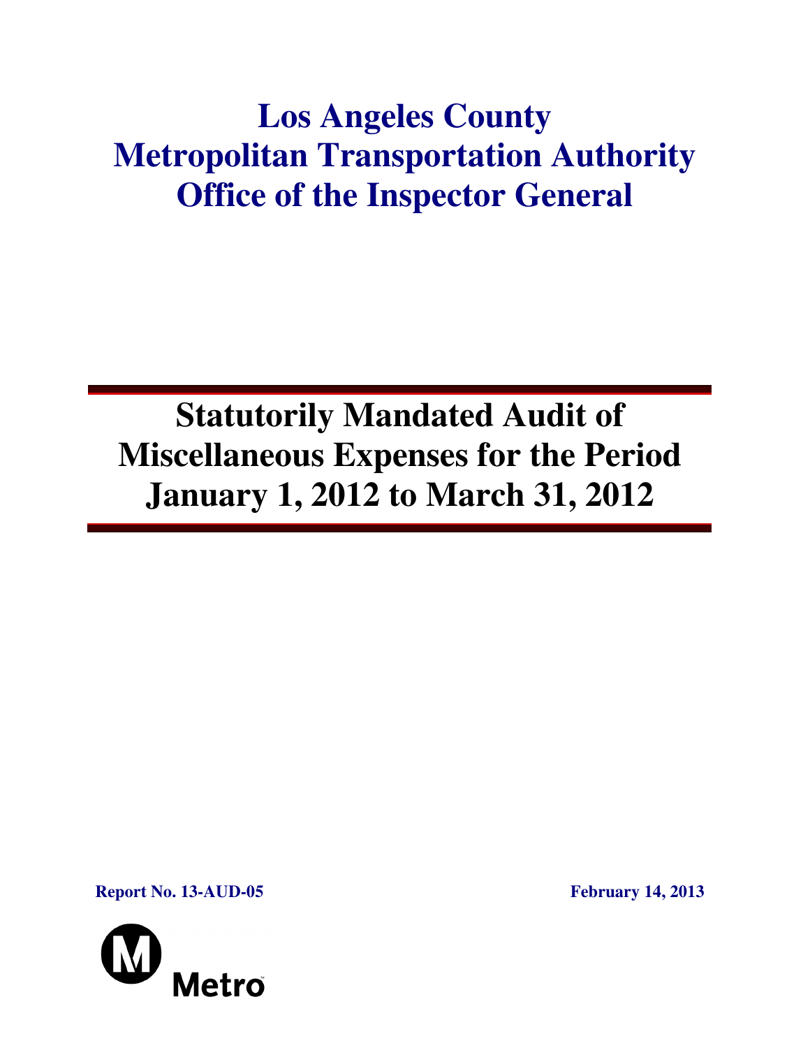# Los Angeles County Metropolitan Transportation Authority Office of the Inspector General

## Statutorily Mandated Audit of Miscellaneous Expenses for the Period January 1, 2012 to March 31, 2012

**Report No. 13-AUD-05**

**February 14, 2013**

Metro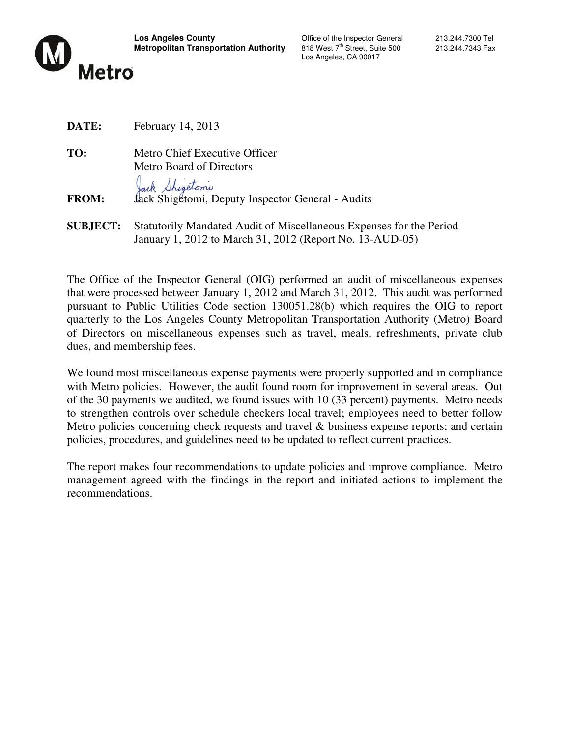**Los Angeles County**
**Metropolitan Transportation Authority**

Office of the Inspector General
818 West 7th Street, Suite 500
Los Angeles, CA 90017

213.244.7300 Tel
213.244.7343 Fax

**DATE:** February 14, 2013

**TO:** Metro Chief Executive Officer
Metro Board of Directors

**FROM:** Jack Shigetomi, Deputy Inspector General - Audits

**SUBJECT:** Statutorily Mandated Audit of Miscellaneous Expenses for the Period January 1, 2012 to March 31, 2012 (Report No. 13-AUD-05)

The Office of the Inspector General (OIG) performed an audit of miscellaneous expenses that were processed between January 1, 2012 and March 31, 2012. This audit was performed pursuant to Public Utilities Code section 130051.28(b) which requires the OIG to report quarterly to the Los Angeles County Metropolitan Transportation Authority (Metro) Board of Directors on miscellaneous expenses such as travel, meals, refreshments, private club dues, and membership fees.

We found most miscellaneous expense payments were properly supported and in compliance with Metro policies. However, the audit found room for improvement in several areas. Out of the 30 payments we audited, we found issues with 10 (33 percent) payments. Metro needs to strengthen controls over schedule checkers local travel; employees need to better follow Metro policies concerning check requests and travel & business expense reports; and certain policies, procedures, and guidelines need to be updated to reflect current practices.

The report makes four recommendations to update policies and improve compliance. Metro management agreed with the findings in the report and initiated actions to implement the recommendations.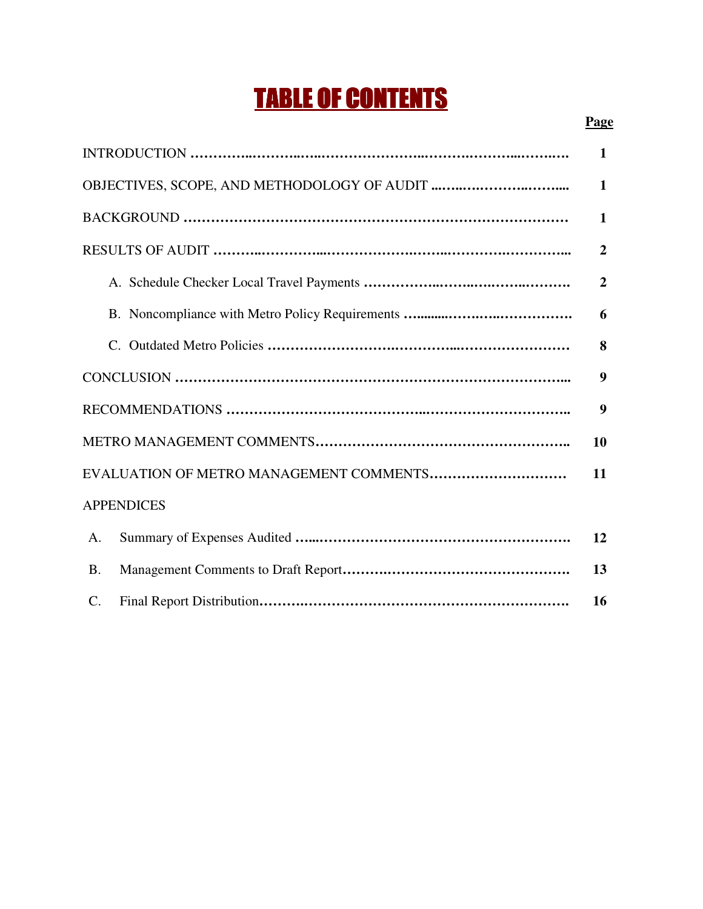# TABLE OF CONTENTS

| | Page |
|---|---|
| INTRODUCTION | 1 |
| OBJECTIVES, SCOPE, AND METHODOLOGY OF AUDIT | 1 |
| BACKGROUND | 1 |
| RESULTS OF AUDIT | 2 |
| A. Schedule Checker Local Travel Payments | 2 |
| B. Noncompliance with Metro Policy Requirements | 6 |
| C. Outdated Metro Policies | 8 |
| CONCLUSION | 9 |
| RECOMMENDATIONS | 9 |
| METRO MANAGEMENT COMMENTS | 10 |
| EVALUATION OF METRO MANAGEMENT COMMENTS | 11 |
| APPENDICES | |
| A. Summary of Expenses Audited | 12 |
| B. Management Comments to Draft Report | 13 |
| C. Final Report Distribution | 16 |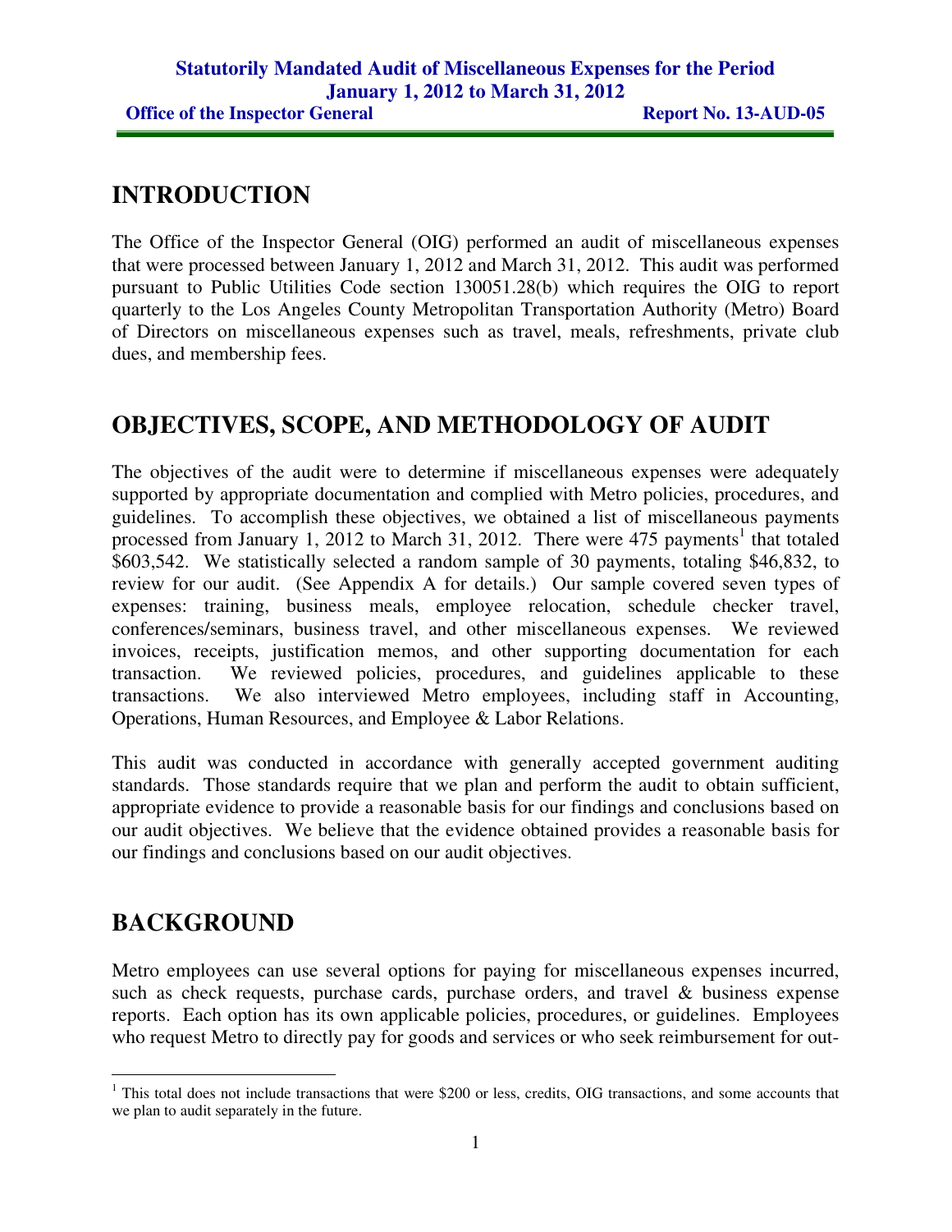## INTRODUCTION

The Office of the Inspector General (OIG) performed an audit of miscellaneous expenses that were processed between January 1, 2012 and March 31, 2012. This audit was performed pursuant to Public Utilities Code section 130051.28(b) which requires the OIG to report quarterly to the Los Angeles County Metropolitan Transportation Authority (Metro) Board of Directors on miscellaneous expenses such as travel, meals, refreshments, private club dues, and membership fees.

## OBJECTIVES, SCOPE, AND METHODOLOGY OF AUDIT

The objectives of the audit were to determine if miscellaneous expenses were adequately supported by appropriate documentation and complied with Metro policies, procedures, and guidelines. To accomplish these objectives, we obtained a list of miscellaneous payments processed from January 1, 2012 to March 31, 2012. There were 475 payments[1] that totaled $603,542. We statistically selected a random sample of 30 payments, totaling $46,832, to review for our audit. (See Appendix A for details.) Our sample covered seven types of expenses: training, business meals, employee relocation, schedule checker travel, conferences/seminars, business travel, and other miscellaneous expenses. We reviewed invoices, receipts, justification memos, and other supporting documentation for each transaction. We reviewed policies, procedures, and guidelines applicable to these transactions. We also interviewed Metro employees, including staff in Accounting, Operations, Human Resources, and Employee & Labor Relations.

This audit was conducted in accordance with generally accepted government auditing standards. Those standards require that we plan and perform the audit to obtain sufficient, appropriate evidence to provide a reasonable basis for our findings and conclusions based on our audit objectives. We believe that the evidence obtained provides a reasonable basis for our findings and conclusions based on our audit objectives.

## BACKGROUND

Metro employees can use several options for paying for miscellaneous expenses incurred, such as check requests, purchase cards, purchase orders, and travel & business expense reports. Each option has its own applicable policies, procedures, or guidelines. Employees who request Metro to directly pay for goods and services or who seek reimbursement for out-

[1] This total does not include transactions that were $200 or less, credits, OIG transactions, and some accounts that we plan to audit separately in the future.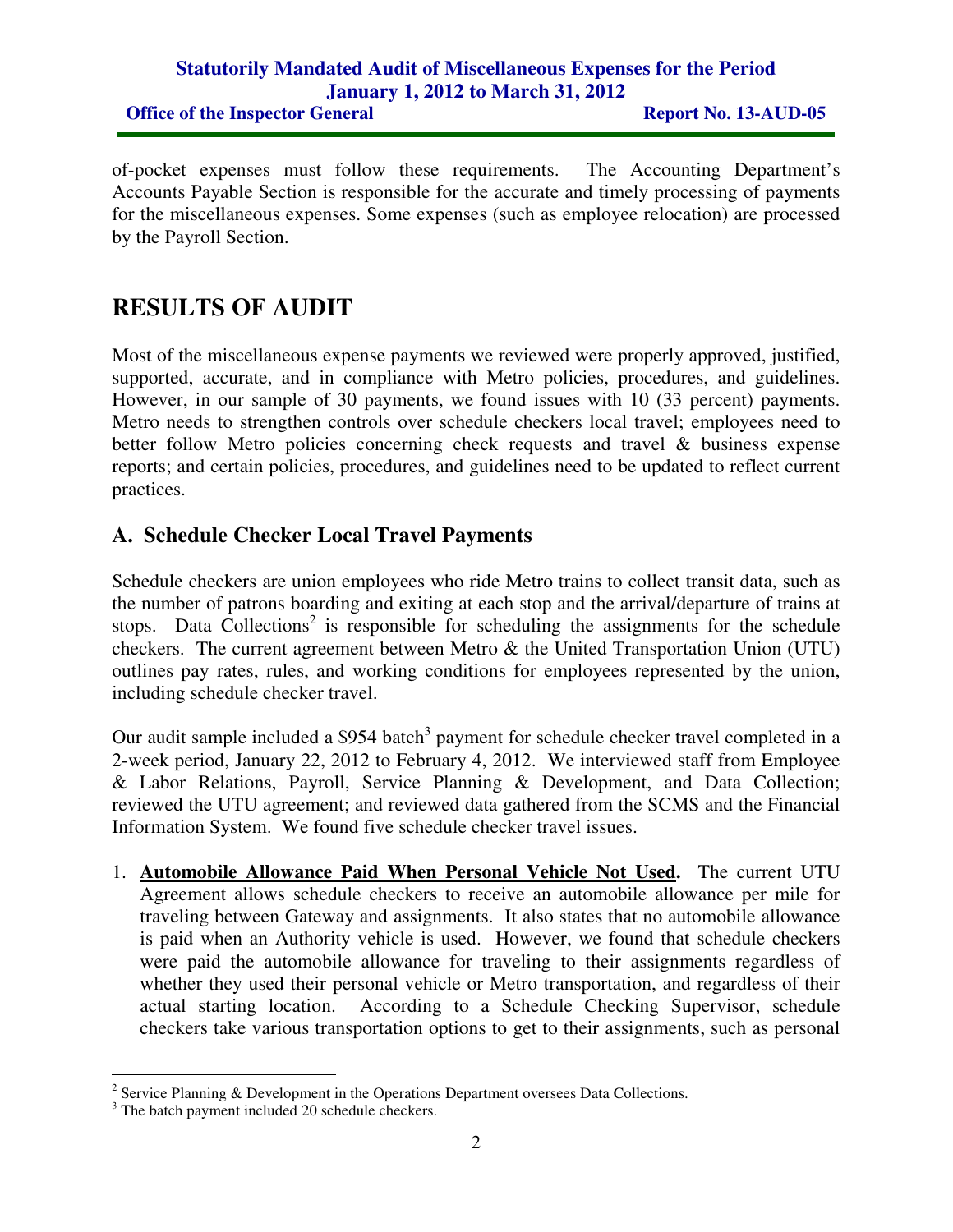of-pocket expenses must follow these requirements. The Accounting Department's Accounts Payable Section is responsible for the accurate and timely processing of payments for the miscellaneous expenses. Some expenses (such as employee relocation) are processed by the Payroll Section.

# RESULTS OF AUDIT

Most of the miscellaneous expense payments we reviewed were properly approved, justified, supported, accurate, and in compliance with Metro policies, procedures, and guidelines. However, in our sample of 30 payments, we found issues with 10 (33 percent) payments. Metro needs to strengthen controls over schedule checkers local travel; employees need to better follow Metro policies concerning check requests and travel & business expense reports; and certain policies, procedures, and guidelines need to be updated to reflect current practices.

## A. Schedule Checker Local Travel Payments

Schedule checkers are union employees who ride Metro trains to collect transit data, such as the number of patrons boarding and exiting at each stop and the arrival/departure of trains at stops. Data Collections[2] is responsible for scheduling the assignments for the schedule checkers. The current agreement between Metro & the United Transportation Union (UTU) outlines pay rates, rules, and working conditions for employees represented by the union, including schedule checker travel.

Our audit sample included a $954 batch[3] payment for schedule checker travel completed in a 2-week period, January 22, 2012 to February 4, 2012. We interviewed staff from Employee & Labor Relations, Payroll, Service Planning & Development, and Data Collection; reviewed the UTU agreement; and reviewed data gathered from the SCMS and the Financial Information System. We found five schedule checker travel issues.

1. **<u>Automobile Allowance Paid When Personal Vehicle Not Used</u>.** The current UTU Agreement allows schedule checkers to receive an automobile allowance per mile for traveling between Gateway and assignments. It also states that no automobile allowance is paid when an Authority vehicle is used. However, we found that schedule checkers were paid the automobile allowance for traveling to their assignments regardless of whether they used their personal vehicle or Metro transportation, and regardless of their actual starting location. According to a Schedule Checking Supervisor, schedule checkers take various transportation options to get to their assignments, such as personal

[2] Service Planning & Development in the Operations Department oversees Data Collections.

[3] The batch payment included 20 schedule checkers.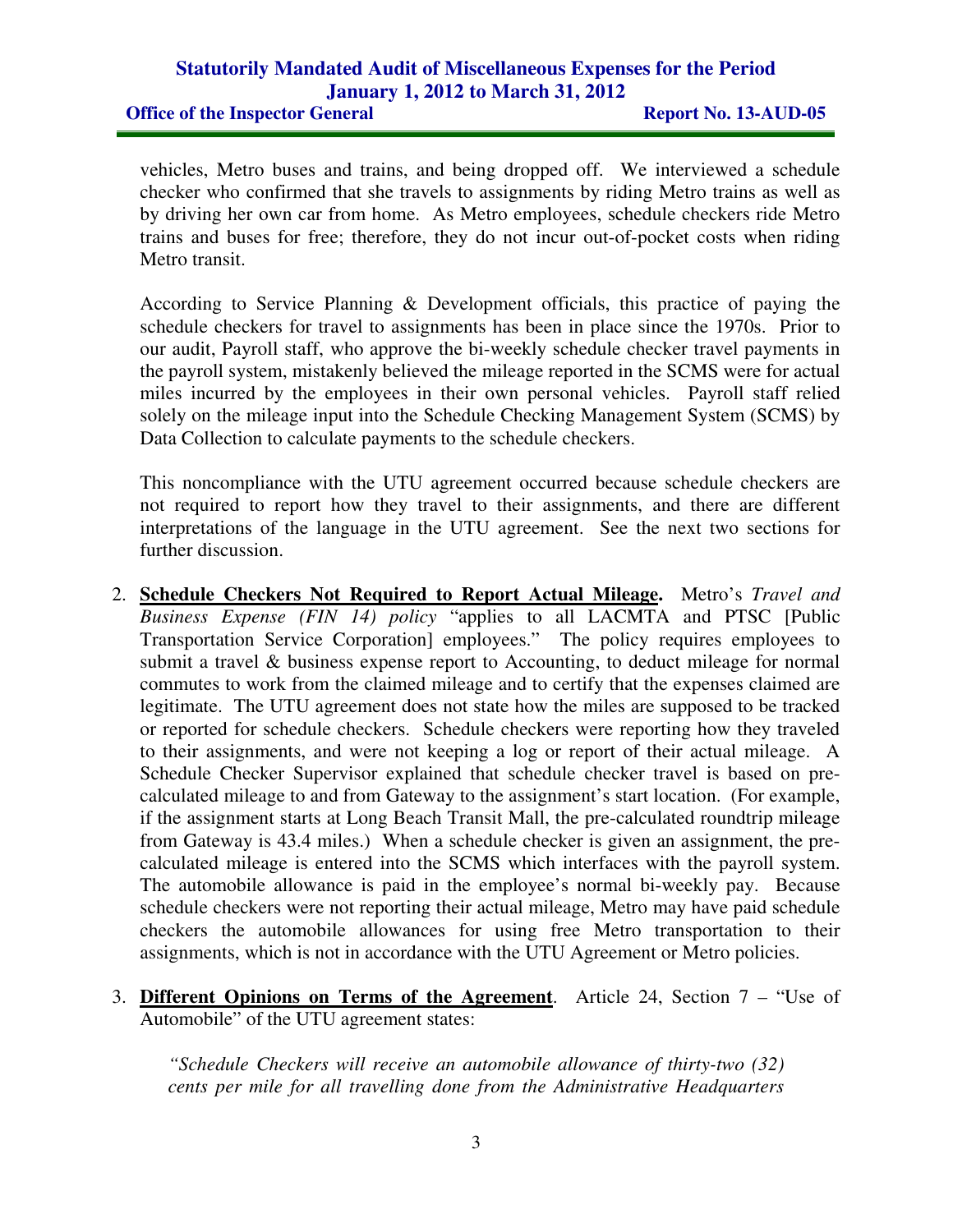vehicles, Metro buses and trains, and being dropped off. We interviewed a schedule checker who confirmed that she travels to assignments by riding Metro trains as well as by driving her own car from home. As Metro employees, schedule checkers ride Metro trains and buses for free; therefore, they do not incur out-of-pocket costs when riding Metro transit.

According to Service Planning & Development officials, this practice of paying the schedule checkers for travel to assignments has been in place since the 1970s. Prior to our audit, Payroll staff, who approve the bi-weekly schedule checker travel payments in the payroll system, mistakenly believed the mileage reported in the SCMS were for actual miles incurred by the employees in their own personal vehicles. Payroll staff relied solely on the mileage input into the Schedule Checking Management System (SCMS) by Data Collection to calculate payments to the schedule checkers.

This noncompliance with the UTU agreement occurred because schedule checkers are not required to report how they travel to their assignments, and there are different interpretations of the language in the UTU agreement. See the next two sections for further discussion.

2. **Schedule Checkers Not Required to Report Actual Mileage.** Metro's *Travel and Business Expense (FIN 14) policy* "applies to all LACMTA and PTSC [Public Transportation Service Corporation] employees." The policy requires employees to submit a travel & business expense report to Accounting, to deduct mileage for normal commutes to work from the claimed mileage and to certify that the expenses claimed are legitimate. The UTU agreement does not state how the miles are supposed to be tracked or reported for schedule checkers. Schedule checkers were reporting how they traveled to their assignments, and were not keeping a log or report of their actual mileage. A Schedule Checker Supervisor explained that schedule checker travel is based on pre-calculated mileage to and from Gateway to the assignment's start location. (For example, if the assignment starts at Long Beach Transit Mall, the pre-calculated roundtrip mileage from Gateway is 43.4 miles.) When a schedule checker is given an assignment, the pre-calculated mileage is entered into the SCMS which interfaces with the payroll system. The automobile allowance is paid in the employee's normal bi-weekly pay. Because schedule checkers were not reporting their actual mileage, Metro may have paid schedule checkers the automobile allowances for using free Metro transportation to their assignments, which is not in accordance with the UTU Agreement or Metro policies.

3. **Different Opinions on Terms of the Agreement**. Article 24, Section 7 – "Use of Automobile" of the UTU agreement states:

   *"Schedule Checkers will receive an automobile allowance of thirty-two (32) cents per mile for all travelling done from the Administrative Headquarters*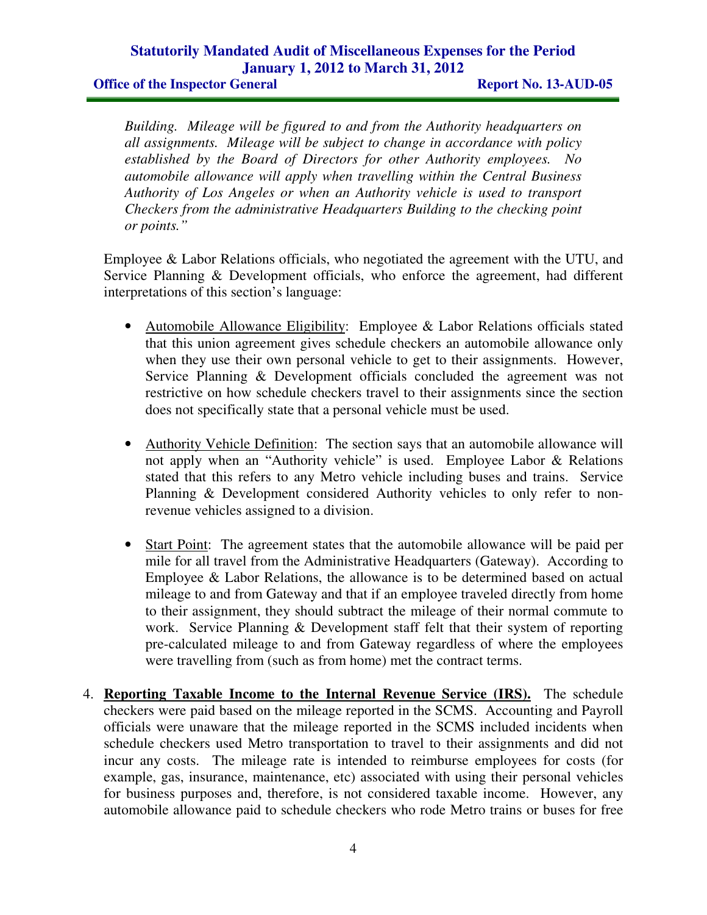*Building. Mileage will be figured to and from the Authority headquarters on all assignments. Mileage will be subject to change in accordance with policy established by the Board of Directors for other Authority employees. No automobile allowance will apply when travelling within the Central Business Authority of Los Angeles or when an Authority vehicle is used to transport Checkers from the administrative Headquarters Building to the checking point or points."*

Employee & Labor Relations officials, who negotiated the agreement with the UTU, and Service Planning & Development officials, who enforce the agreement, had different interpretations of this section's language:

- Automobile Allowance Eligibility: Employee & Labor Relations officials stated that this union agreement gives schedule checkers an automobile allowance only when they use their own personal vehicle to get to their assignments. However, Service Planning & Development officials concluded the agreement was not restrictive on how schedule checkers travel to their assignments since the section does not specifically state that a personal vehicle must be used.

- Authority Vehicle Definition: The section says that an automobile allowance will not apply when an "Authority vehicle" is used. Employee Labor & Relations stated that this refers to any Metro vehicle including buses and trains. Service Planning & Development considered Authority vehicles to only refer to non-revenue vehicles assigned to a division.

- Start Point: The agreement states that the automobile allowance will be paid per mile for all travel from the Administrative Headquarters (Gateway). According to Employee & Labor Relations, the allowance is to be determined based on actual mileage to and from Gateway and that if an employee traveled directly from home to their assignment, they should subtract the mileage of their normal commute to work. Service Planning & Development staff felt that their system of reporting pre-calculated mileage to and from Gateway regardless of where the employees were travelling from (such as from home) met the contract terms.

4. **Reporting Taxable Income to the Internal Revenue Service (IRS).** The schedule checkers were paid based on the mileage reported in the SCMS. Accounting and Payroll officials were unaware that the mileage reported in the SCMS included incidents when schedule checkers used Metro transportation to travel to their assignments and did not incur any costs. The mileage rate is intended to reimburse employees for costs (for example, gas, insurance, maintenance, etc) associated with using their personal vehicles for business purposes and, therefore, is not considered taxable income. However, any automobile allowance paid to schedule checkers who rode Metro trains or buses for free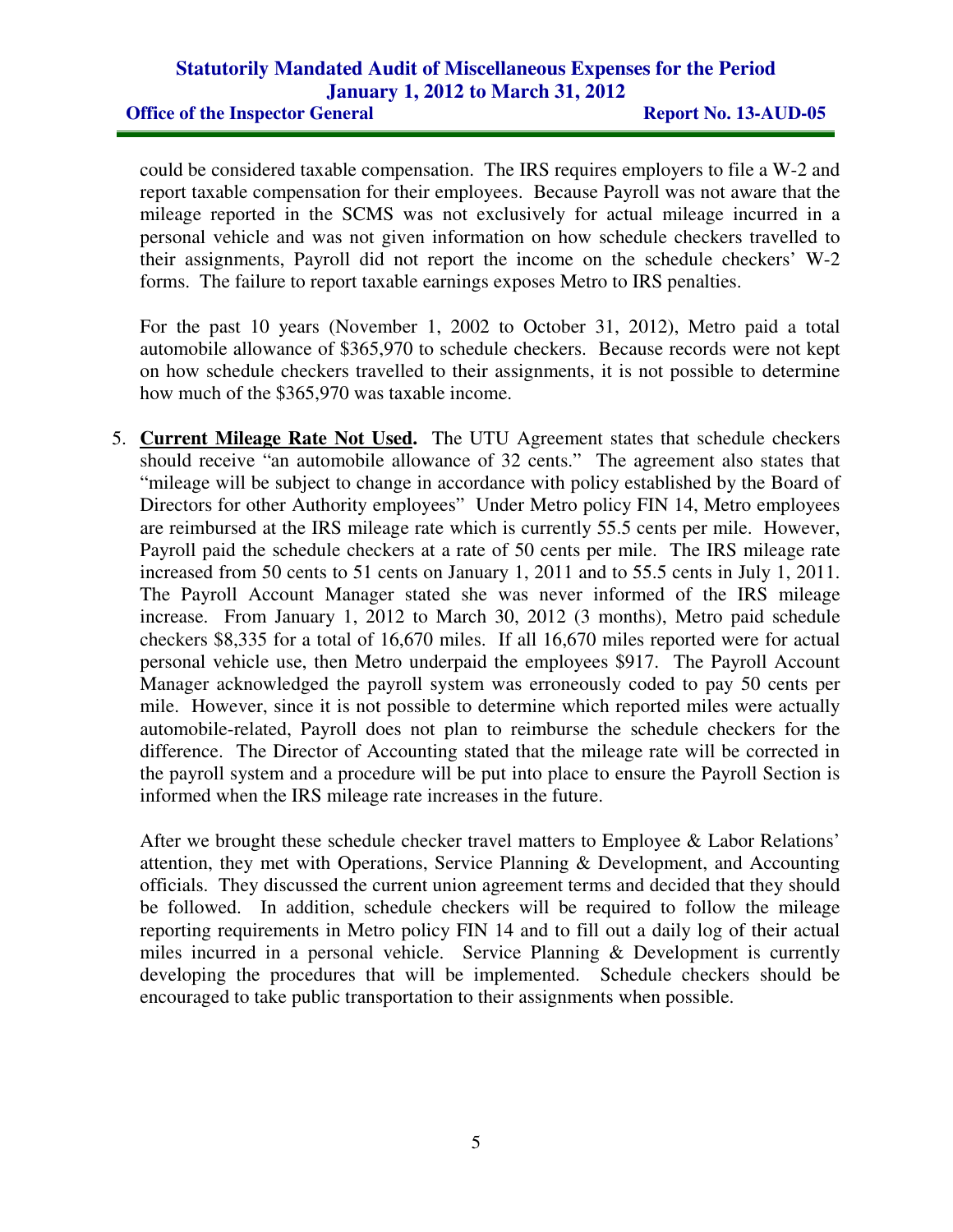could be considered taxable compensation. The IRS requires employers to file a W-2 and report taxable compensation for their employees. Because Payroll was not aware that the mileage reported in the SCMS was not exclusively for actual mileage incurred in a personal vehicle and was not given information on how schedule checkers travelled to their assignments, Payroll did not report the income on the schedule checkers' W-2 forms. The failure to report taxable earnings exposes Metro to IRS penalties.

For the past 10 years (November 1, 2002 to October 31, 2012), Metro paid a total automobile allowance of $365,970 to schedule checkers. Because records were not kept on how schedule checkers travelled to their assignments, it is not possible to determine how much of the $365,970 was taxable income.

5. **Current Mileage Rate Not Used.** The UTU Agreement states that schedule checkers should receive "an automobile allowance of 32 cents." The agreement also states that "mileage will be subject to change in accordance with policy established by the Board of Directors for other Authority employees" Under Metro policy FIN 14, Metro employees are reimbursed at the IRS mileage rate which is currently 55.5 cents per mile. However, Payroll paid the schedule checkers at a rate of 50 cents per mile. The IRS mileage rate increased from 50 cents to 51 cents on January 1, 2011 and to 55.5 cents in July 1, 2011. The Payroll Account Manager stated she was never informed of the IRS mileage increase. From January 1, 2012 to March 30, 2012 (3 months), Metro paid schedule checkers $8,335 for a total of 16,670 miles. If all 16,670 miles reported were for actual personal vehicle use, then Metro underpaid the employees $917. The Payroll Account Manager acknowledged the payroll system was erroneously coded to pay 50 cents per mile. However, since it is not possible to determine which reported miles were actually automobile-related, Payroll does not plan to reimburse the schedule checkers for the difference. The Director of Accounting stated that the mileage rate will be corrected in the payroll system and a procedure will be put into place to ensure the Payroll Section is informed when the IRS mileage rate increases in the future.

   After we brought these schedule checker travel matters to Employee & Labor Relations' attention, they met with Operations, Service Planning & Development, and Accounting officials. They discussed the current union agreement terms and decided that they should be followed. In addition, schedule checkers will be required to follow the mileage reporting requirements in Metro policy FIN 14 and to fill out a daily log of their actual miles incurred in a personal vehicle. Service Planning & Development is currently developing the procedures that will be implemented. Schedule checkers should be encouraged to take public transportation to their assignments when possible.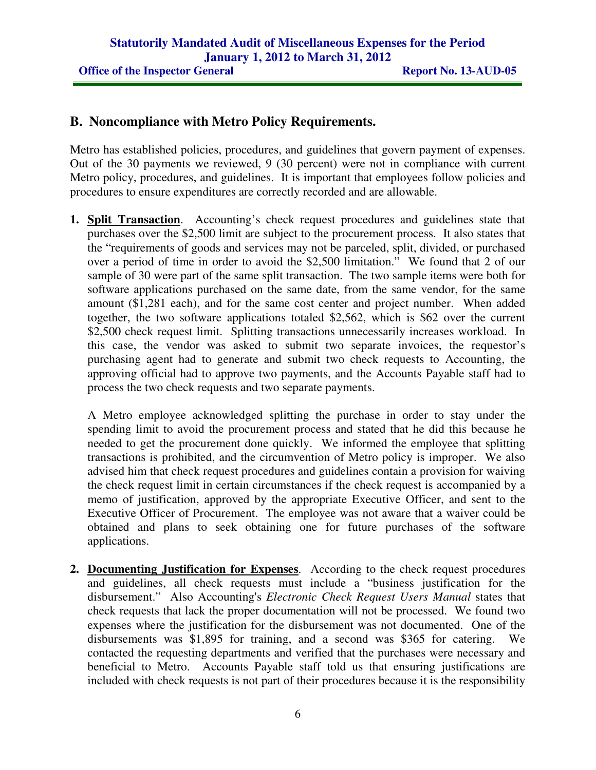## B. Noncompliance with Metro Policy Requirements.

Metro has established policies, procedures, and guidelines that govern payment of expenses. Out of the 30 payments we reviewed, 9 (30 percent) were not in compliance with current Metro policy, procedures, and guidelines. It is important that employees follow policies and procedures to ensure expenditures are correctly recorded and are allowable.

1. **Split Transaction**. Accounting's check request procedures and guidelines state that purchases over the $2,500 limit are subject to the procurement process. It also states that the "requirements of goods and services may not be parceled, split, divided, or purchased over a period of time in order to avoid the $2,500 limitation." We found that 2 of our sample of 30 were part of the same split transaction. The two sample items were both for software applications purchased on the same date, from the same vendor, for the same amount ($1,281 each), and for the same cost center and project number. When added together, the two software applications totaled $2,562, which is $62 over the current $2,500 check request limit. Splitting transactions unnecessarily increases workload. In this case, the vendor was asked to submit two separate invoices, the requestor's purchasing agent had to generate and submit two check requests to Accounting, the approving official had to approve two payments, and the Accounts Payable staff had to process the two check requests and two separate payments.

   A Metro employee acknowledged splitting the purchase in order to stay under the spending limit to avoid the procurement process and stated that he did this because he needed to get the procurement done quickly. We informed the employee that splitting transactions is prohibited, and the circumvention of Metro policy is improper. We also advised him that check request procedures and guidelines contain a provision for waiving the check request limit in certain circumstances if the check request is accompanied by a memo of justification, approved by the appropriate Executive Officer, and sent to the Executive Officer of Procurement. The employee was not aware that a waiver could be obtained and plans to seek obtaining one for future purchases of the software applications.

2. **Documenting Justification for Expenses**. According to the check request procedures and guidelines, all check requests must include a "business justification for the disbursement." Also Accounting's *Electronic Check Request Users Manual* states that check requests that lack the proper documentation will not be processed. We found two expenses where the justification for the disbursement was not documented. One of the disbursements was $1,895 for training, and a second was $365 for catering. We contacted the requesting departments and verified that the purchases were necessary and beneficial to Metro. Accounts Payable staff told us that ensuring justifications are included with check requests is not part of their procedures because it is the responsibility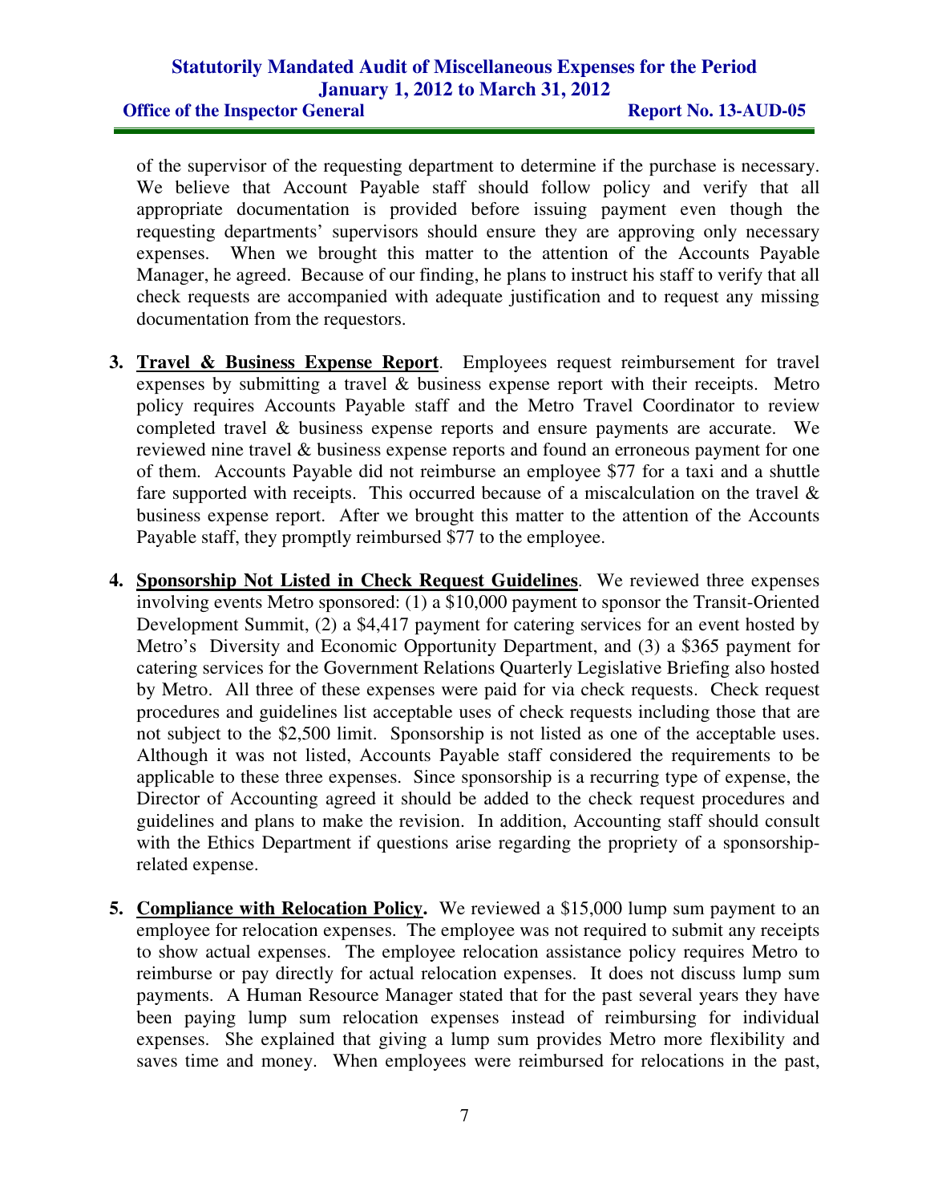of the supervisor of the requesting department to determine if the purchase is necessary. We believe that Account Payable staff should follow policy and verify that all appropriate documentation is provided before issuing payment even though the requesting departments' supervisors should ensure they are approving only necessary expenses. When we brought this matter to the attention of the Accounts Payable Manager, he agreed. Because of our finding, he plans to instruct his staff to verify that all check requests are accompanied with adequate justification and to request any missing documentation from the requestors.

3. **Travel & Business Expense Report**. Employees request reimbursement for travel expenses by submitting a travel & business expense report with their receipts. Metro policy requires Accounts Payable staff and the Metro Travel Coordinator to review completed travel & business expense reports and ensure payments are accurate. We reviewed nine travel & business expense reports and found an erroneous payment for one of them. Accounts Payable did not reimburse an employee $77 for a taxi and a shuttle fare supported with receipts. This occurred because of a miscalculation on the travel & business expense report. After we brought this matter to the attention of the Accounts Payable staff, they promptly reimbursed $77 to the employee.

4. **Sponsorship Not Listed in Check Request Guidelines**. We reviewed three expenses involving events Metro sponsored: (1) a $10,000 payment to sponsor the Transit-Oriented Development Summit, (2) a $4,417 payment for catering services for an event hosted by Metro's Diversity and Economic Opportunity Department, and (3) a $365 payment for catering services for the Government Relations Quarterly Legislative Briefing also hosted by Metro. All three of these expenses were paid for via check requests. Check request procedures and guidelines list acceptable uses of check requests including those that are not subject to the $2,500 limit. Sponsorship is not listed as one of the acceptable uses. Although it was not listed, Accounts Payable staff considered the requirements to be applicable to these three expenses. Since sponsorship is a recurring type of expense, the Director of Accounting agreed it should be added to the check request procedures and guidelines and plans to make the revision. In addition, Accounting staff should consult with the Ethics Department if questions arise regarding the propriety of a sponsorship-related expense.

5. **Compliance with Relocation Policy.** We reviewed a $15,000 lump sum payment to an employee for relocation expenses. The employee was not required to submit any receipts to show actual expenses. The employee relocation assistance policy requires Metro to reimburse or pay directly for actual relocation expenses. It does not discuss lump sum payments. A Human Resource Manager stated that for the past several years they have been paying lump sum relocation expenses instead of reimbursing for individual expenses. She explained that giving a lump sum provides Metro more flexibility and saves time and money. When employees were reimbursed for relocations in the past,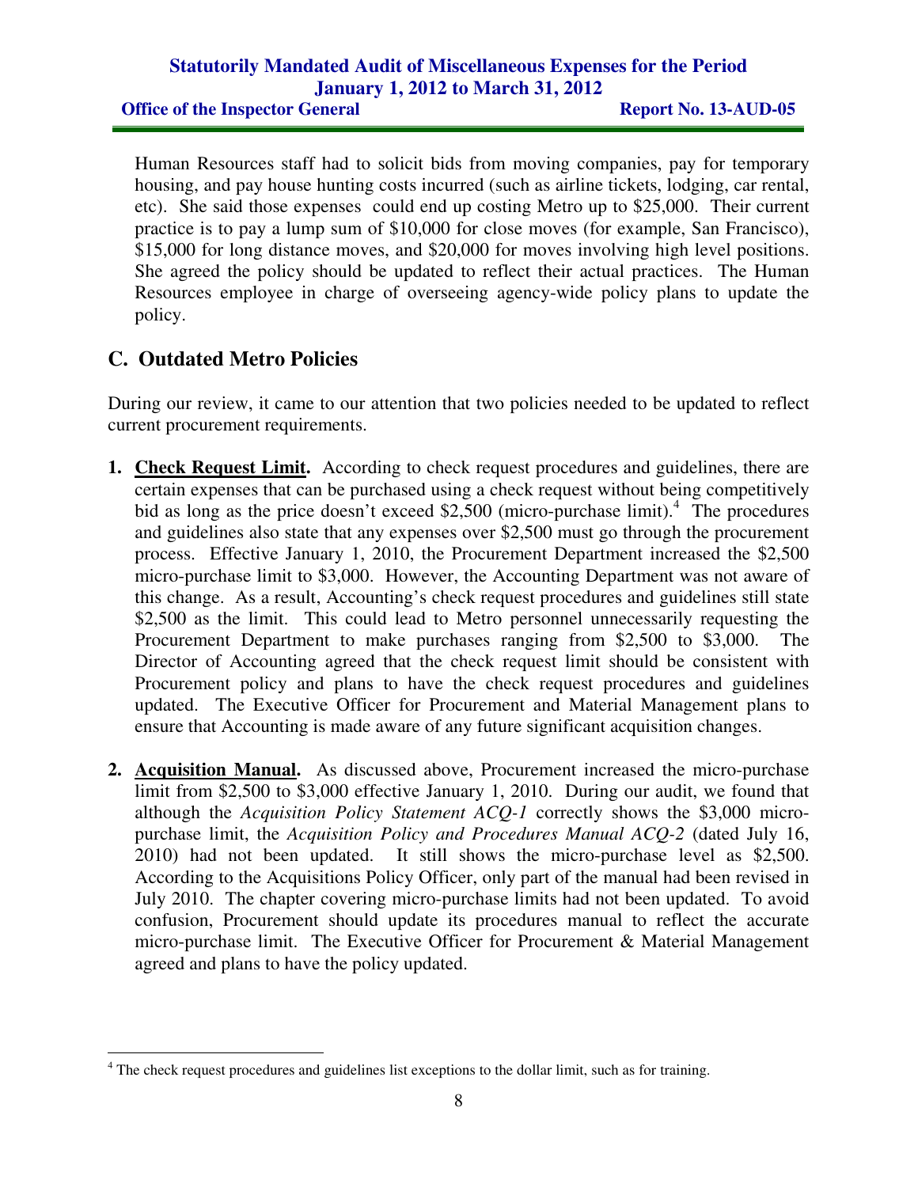Human Resources staff had to solicit bids from moving companies, pay for temporary housing, and pay house hunting costs incurred (such as airline tickets, lodging, car rental, etc). She said those expenses could end up costing Metro up to $25,000. Their current practice is to pay a lump sum of $10,000 for close moves (for example, San Francisco), $15,000 for long distance moves, and $20,000 for moves involving high level positions. She agreed the policy should be updated to reflect their actual practices. The Human Resources employee in charge of overseeing agency-wide policy plans to update the policy.

## C. Outdated Metro Policies

During our review, it came to our attention that two policies needed to be updated to reflect current procurement requirements.

1. **Check Request Limit.** According to check request procedures and guidelines, there are certain expenses that can be purchased using a check request without being competitively bid as long as the price doesn't exceed $2,500 (micro-purchase limit).[4] The procedures and guidelines also state that any expenses over $2,500 must go through the procurement process. Effective January 1, 2010, the Procurement Department increased the $2,500 micro-purchase limit to $3,000. However, the Accounting Department was not aware of this change. As a result, Accounting's check request procedures and guidelines still state $2,500 as the limit. This could lead to Metro personnel unnecessarily requesting the Procurement Department to make purchases ranging from $2,500 to $3,000. The Director of Accounting agreed that the check request limit should be consistent with Procurement policy and plans to have the check request procedures and guidelines updated. The Executive Officer for Procurement and Material Management plans to ensure that Accounting is made aware of any future significant acquisition changes.

2. **Acquisition Manual.** As discussed above, Procurement increased the micro-purchase limit from $2,500 to $3,000 effective January 1, 2010. During our audit, we found that although the *Acquisition Policy Statement ACQ-1* correctly shows the $3,000 micro-purchase limit, the *Acquisition Policy and Procedures Manual ACQ-2* (dated July 16, 2010) had not been updated. It still shows the micro-purchase level as $2,500. According to the Acquisitions Policy Officer, only part of the manual had been revised in July 2010. The chapter covering micro-purchase limits had not been updated. To avoid confusion, Procurement should update its procedures manual to reflect the accurate micro-purchase limit. The Executive Officer for Procurement & Material Management agreed and plans to have the policy updated.

[4] The check request procedures and guidelines list exceptions to the dollar limit, such as for training.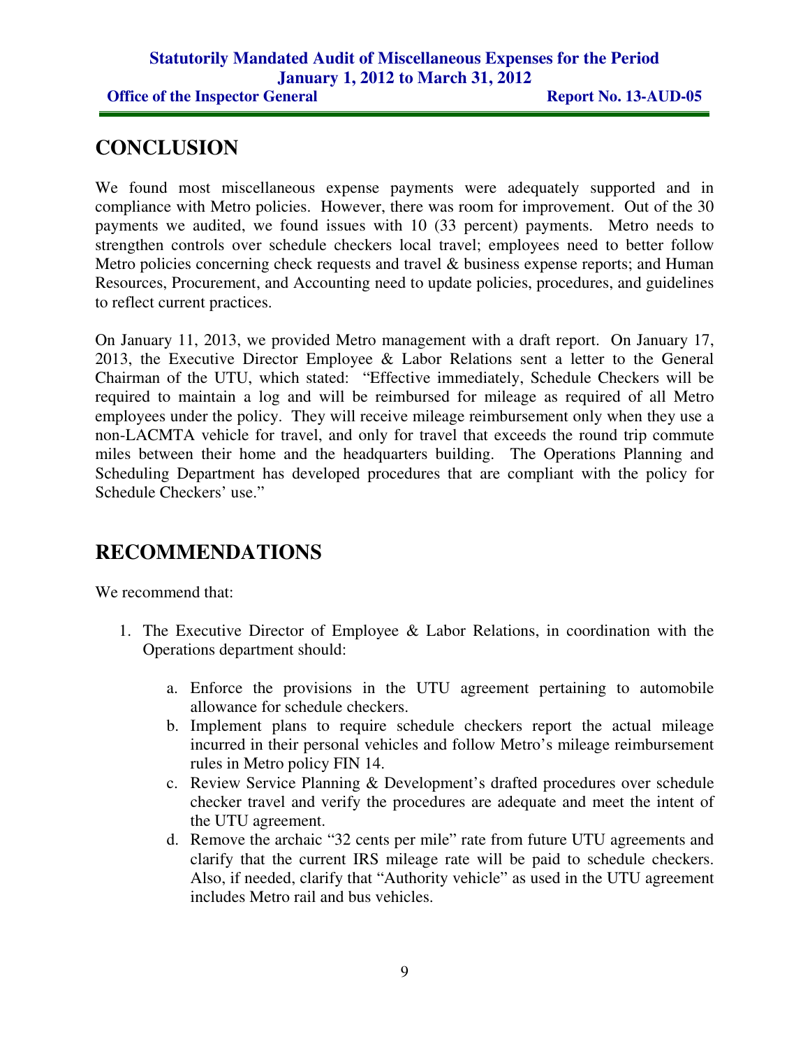# CONCLUSION

We found most miscellaneous expense payments were adequately supported and in compliance with Metro policies. However, there was room for improvement. Out of the 30 payments we audited, we found issues with 10 (33 percent) payments. Metro needs to strengthen controls over schedule checkers local travel; employees need to better follow Metro policies concerning check requests and travel & business expense reports; and Human Resources, Procurement, and Accounting need to update policies, procedures, and guidelines to reflect current practices.

On January 11, 2013, we provided Metro management with a draft report. On January 17, 2013, the Executive Director Employee & Labor Relations sent a letter to the General Chairman of the UTU, which stated: "Effective immediately, Schedule Checkers will be required to maintain a log and will be reimbursed for mileage as required of all Metro employees under the policy. They will receive mileage reimbursement only when they use a non-LACMTA vehicle for travel, and only for travel that exceeds the round trip commute miles between their home and the headquarters building. The Operations Planning and Scheduling Department has developed procedures that are compliant with the policy for Schedule Checkers' use."

# RECOMMENDATIONS

We recommend that:

1. The Executive Director of Employee & Labor Relations, in coordination with the Operations department should:

   a. Enforce the provisions in the UTU agreement pertaining to automobile allowance for schedule checkers.

   b. Implement plans to require schedule checkers report the actual mileage incurred in their personal vehicles and follow Metro's mileage reimbursement rules in Metro policy FIN 14.

   c. Review Service Planning & Development's drafted procedures over schedule checker travel and verify the procedures are adequate and meet the intent of the UTU agreement.

   d. Remove the archaic "32 cents per mile" rate from future UTU agreements and clarify that the current IRS mileage rate will be paid to schedule checkers. Also, if needed, clarify that "Authority vehicle" as used in the UTU agreement includes Metro rail and bus vehicles.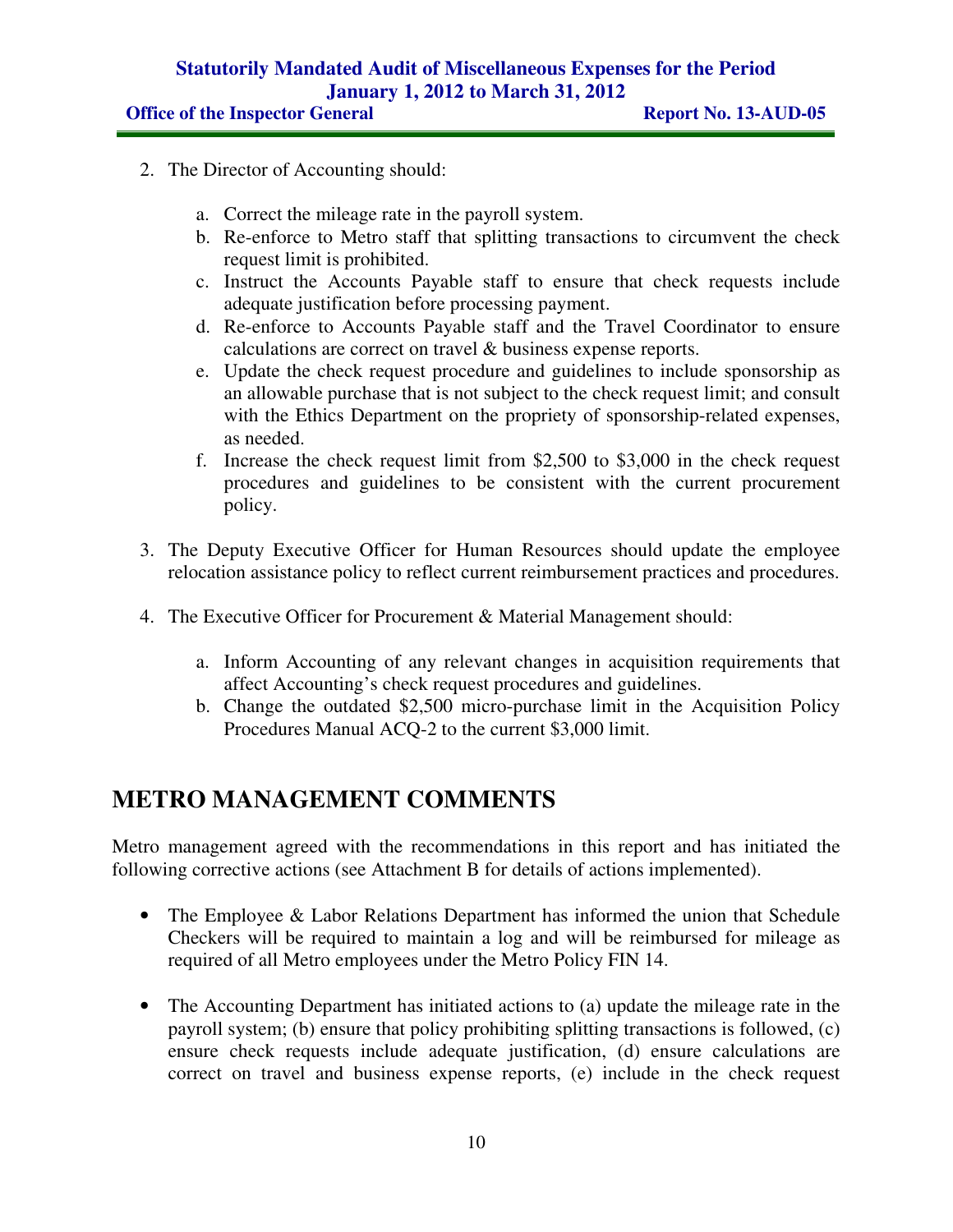2. The Director of Accounting should:

    a. Correct the mileage rate in the payroll system.
    b. Re-enforce to Metro staff that splitting transactions to circumvent the check request limit is prohibited.
    c. Instruct the Accounts Payable staff to ensure that check requests include adequate justification before processing payment.
    d. Re-enforce to Accounts Payable staff and the Travel Coordinator to ensure calculations are correct on travel & business expense reports.
    e. Update the check request procedure and guidelines to include sponsorship as an allowable purchase that is not subject to the check request limit; and consult with the Ethics Department on the propriety of sponsorship-related expenses, as needed.
    f. Increase the check request limit from $2,500 to $3,000 in the check request procedures and guidelines to be consistent with the current procurement policy.

3. The Deputy Executive Officer for Human Resources should update the employee relocation assistance policy to reflect current reimbursement practices and procedures.

4. The Executive Officer for Procurement & Material Management should:

    a. Inform Accounting of any relevant changes in acquisition requirements that affect Accounting's check request procedures and guidelines.
    b. Change the outdated $2,500 micro-purchase limit in the Acquisition Policy Procedures Manual ACQ-2 to the current $3,000 limit.

## METRO MANAGEMENT COMMENTS

Metro management agreed with the recommendations in this report and has initiated the following corrective actions (see Attachment B for details of actions implemented).

- The Employee & Labor Relations Department has informed the union that Schedule Checkers will be required to maintain a log and will be reimbursed for mileage as required of all Metro employees under the Metro Policy FIN 14.

- The Accounting Department has initiated actions to (a) update the mileage rate in the payroll system; (b) ensure that policy prohibiting splitting transactions is followed, (c) ensure check requests include adequate justification, (d) ensure calculations are correct on travel and business expense reports, (e) include in the check request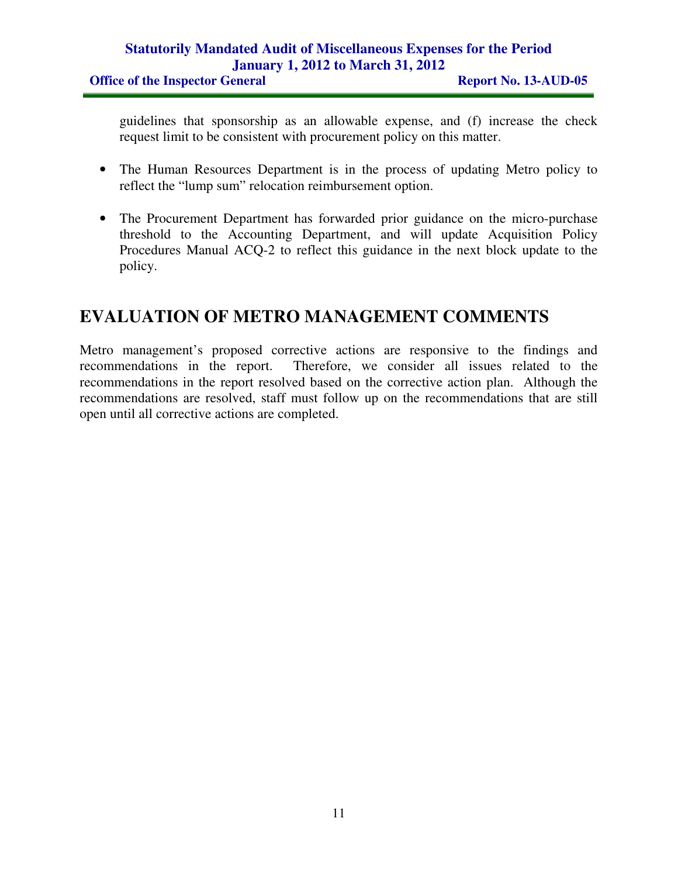guidelines that sponsorship as an allowable expense, and (f) increase the check request limit to be consistent with procurement policy on this matter.

- The Human Resources Department is in the process of updating Metro policy to reflect the "lump sum" relocation reimbursement option.

- The Procurement Department has forwarded prior guidance on the micro-purchase threshold to the Accounting Department, and will update Acquisition Policy Procedures Manual ACQ-2 to reflect this guidance in the next block update to the policy.

# EVALUATION OF METRO MANAGEMENT COMMENTS

Metro management's proposed corrective actions are responsive to the findings and recommendations in the report. Therefore, we consider all issues related to the recommendations in the report resolved based on the corrective action plan. Although the recommendations are resolved, staff must follow up on the recommendations that are still open until all corrective actions are completed.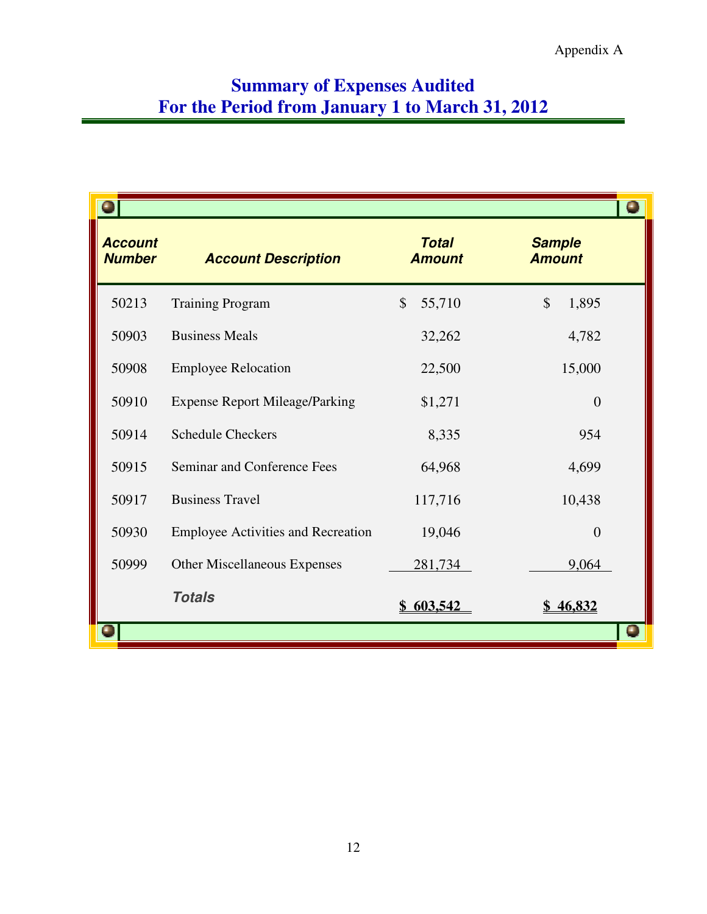Appendix A

# Summary of Expenses Audited
# For the Period from January 1 to March 31, 2012

| Account Number | Account Description | Total Amount | Sample Amount |
|---|---|---|---|
| 50213 | Training Program | $ 55,710 | $ 1,895 |
| 50903 | Business Meals | 32,262 | 4,782 |
| 50908 | Employee Relocation | 22,500 | 15,000 |
| 50910 | Expense Report Mileage/Parking | $1,271 | 0 |
| 50914 | Schedule Checkers | 8,335 | 954 |
| 50915 | Seminar and Conference Fees | 64,968 | 4,699 |
| 50917 | Business Travel | 117,716 | 10,438 |
| 50930 | Employee Activities and Recreation | 19,046 | 0 |
| 50999 | Other Miscellaneous Expenses | 281,734 | 9,064 |
| | **Totals** | **$ 603,542** | **$ 46,832** |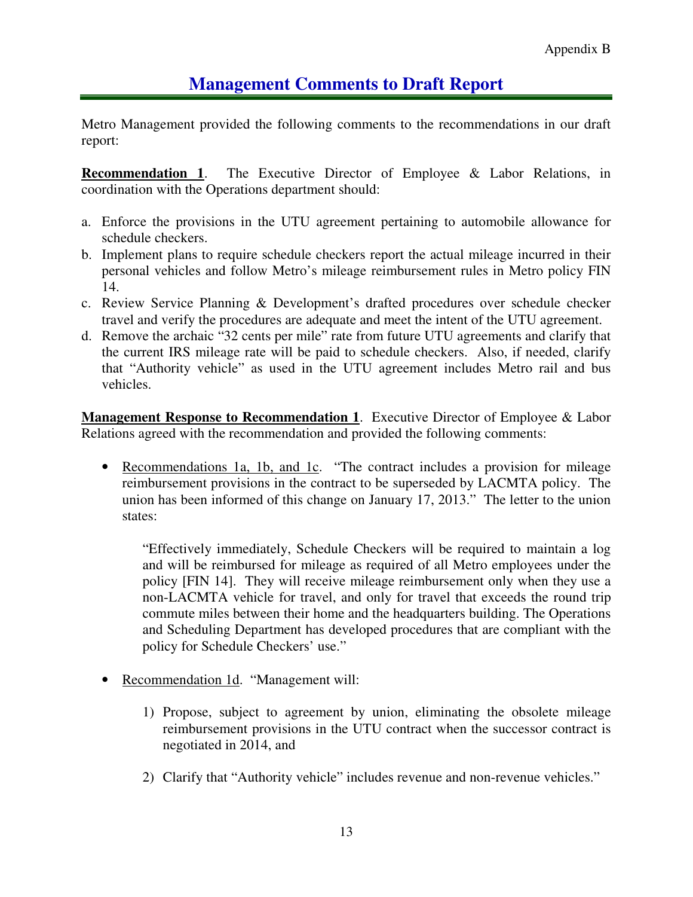Appendix B

# Management Comments to Draft Report

Metro Management provided the following comments to the recommendations in our draft report:

**Recommendation 1**. The Executive Director of Employee & Labor Relations, in coordination with the Operations department should:

a. Enforce the provisions in the UTU agreement pertaining to automobile allowance for schedule checkers.
b. Implement plans to require schedule checkers report the actual mileage incurred in their personal vehicles and follow Metro's mileage reimbursement rules in Metro policy FIN 14.
c. Review Service Planning & Development's drafted procedures over schedule checker travel and verify the procedures are adequate and meet the intent of the UTU agreement.
d. Remove the archaic "32 cents per mile" rate from future UTU agreements and clarify that the current IRS mileage rate will be paid to schedule checkers. Also, if needed, clarify that "Authority vehicle" as used in the UTU agreement includes Metro rail and bus vehicles.

**Management Response to Recommendation 1**. Executive Director of Employee & Labor Relations agreed with the recommendation and provided the following comments:

- Recommendations 1a, 1b, and 1c. "The contract includes a provision for mileage reimbursement provisions in the contract to be superseded by LACMTA policy. The union has been informed of this change on January 17, 2013." The letter to the union states:

  "Effectively immediately, Schedule Checkers will be required to maintain a log and will be reimbursed for mileage as required of all Metro employees under the policy [FIN 14]. They will receive mileage reimbursement only when they use a non-LACMTA vehicle for travel, and only for travel that exceeds the round trip commute miles between their home and the headquarters building. The Operations and Scheduling Department has developed procedures that are compliant with the policy for Schedule Checkers' use."

- Recommendation 1d. "Management will:

  1) Propose, subject to agreement by union, eliminating the obsolete mileage reimbursement provisions in the UTU contract when the successor contract is negotiated in 2014, and

  2) Clarify that "Authority vehicle" includes revenue and non-revenue vehicles."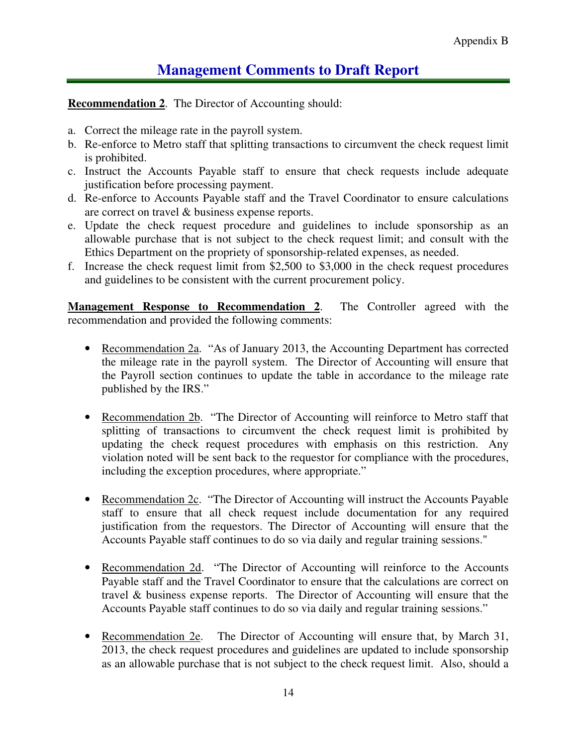# Management Comments to Draft Report

**Recommendation 2**. The Director of Accounting should:

a. Correct the mileage rate in the payroll system.
b. Re-enforce to Metro staff that splitting transactions to circumvent the check request limit is prohibited.
c. Instruct the Accounts Payable staff to ensure that check requests include adequate justification before processing payment.
d. Re-enforce to Accounts Payable staff and the Travel Coordinator to ensure calculations are correct on travel & business expense reports.
e. Update the check request procedure and guidelines to include sponsorship as an allowable purchase that is not subject to the check request limit; and consult with the Ethics Department on the propriety of sponsorship-related expenses, as needed.
f. Increase the check request limit from $2,500 to $3,000 in the check request procedures and guidelines to be consistent with the current procurement policy.

**Management Response to Recommendation 2**. The Controller agreed with the recommendation and provided the following comments:

- Recommendation 2a. "As of January 2013, the Accounting Department has corrected the mileage rate in the payroll system. The Director of Accounting will ensure that the Payroll section continues to update the table in accordance to the mileage rate published by the IRS."

- Recommendation 2b. "The Director of Accounting will reinforce to Metro staff that splitting of transactions to circumvent the check request limit is prohibited by updating the check request procedures with emphasis on this restriction. Any violation noted will be sent back to the requestor for compliance with the procedures, including the exception procedures, where appropriate."

- Recommendation 2c. "The Director of Accounting will instruct the Accounts Payable staff to ensure that all check request include documentation for any required justification from the requestors. The Director of Accounting will ensure that the Accounts Payable staff continues to do so via daily and regular training sessions."

- Recommendation 2d. "The Director of Accounting will reinforce to the Accounts Payable staff and the Travel Coordinator to ensure that the calculations are correct on travel & business expense reports. The Director of Accounting will ensure that the Accounts Payable staff continues to do so via daily and regular training sessions."

- Recommendation 2e. The Director of Accounting will ensure that, by March 31, 2013, the check request procedures and guidelines are updated to include sponsorship as an allowable purchase that is not subject to the check request limit. Also, should a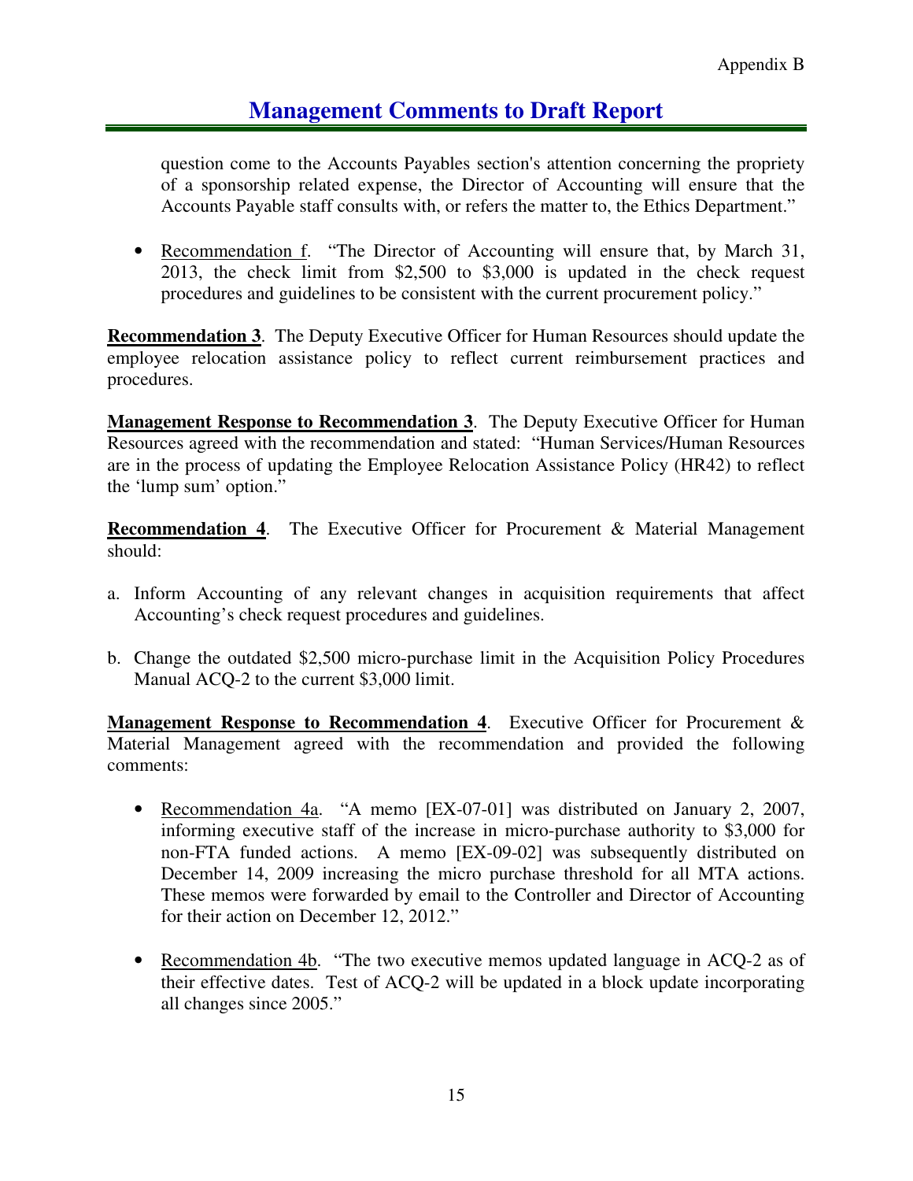## Management Comments to Draft Report

question come to the Accounts Payables section's attention concerning the propriety of a sponsorship related expense, the Director of Accounting will ensure that the Accounts Payable staff consults with, or refers the matter to, the Ethics Department."

- Recommendation f. "The Director of Accounting will ensure that, by March 31, 2013, the check limit from $2,500 to $3,000 is updated in the check request procedures and guidelines to be consistent with the current procurement policy."

**Recommendation 3**. The Deputy Executive Officer for Human Resources should update the employee relocation assistance policy to reflect current reimbursement practices and procedures.

**Management Response to Recommendation 3**. The Deputy Executive Officer for Human Resources agreed with the recommendation and stated: "Human Services/Human Resources are in the process of updating the Employee Relocation Assistance Policy (HR42) to reflect the 'lump sum' option."

**Recommendation 4**. The Executive Officer for Procurement & Material Management should:

a. Inform Accounting of any relevant changes in acquisition requirements that affect Accounting's check request procedures and guidelines.

b. Change the outdated $2,500 micro-purchase limit in the Acquisition Policy Procedures Manual ACQ-2 to the current $3,000 limit.

**Management Response to Recommendation 4**. Executive Officer for Procurement & Material Management agreed with the recommendation and provided the following comments:

- Recommendation 4a. "A memo [EX-07-01] was distributed on January 2, 2007, informing executive staff of the increase in micro-purchase authority to $3,000 for non-FTA funded actions. A memo [EX-09-02] was subsequently distributed on December 14, 2009 increasing the micro purchase threshold for all MTA actions. These memos were forwarded by email to the Controller and Director of Accounting for their action on December 12, 2012."

- Recommendation 4b. "The two executive memos updated language in ACQ-2 as of their effective dates. Test of ACQ-2 will be updated in a block update incorporating all changes since 2005."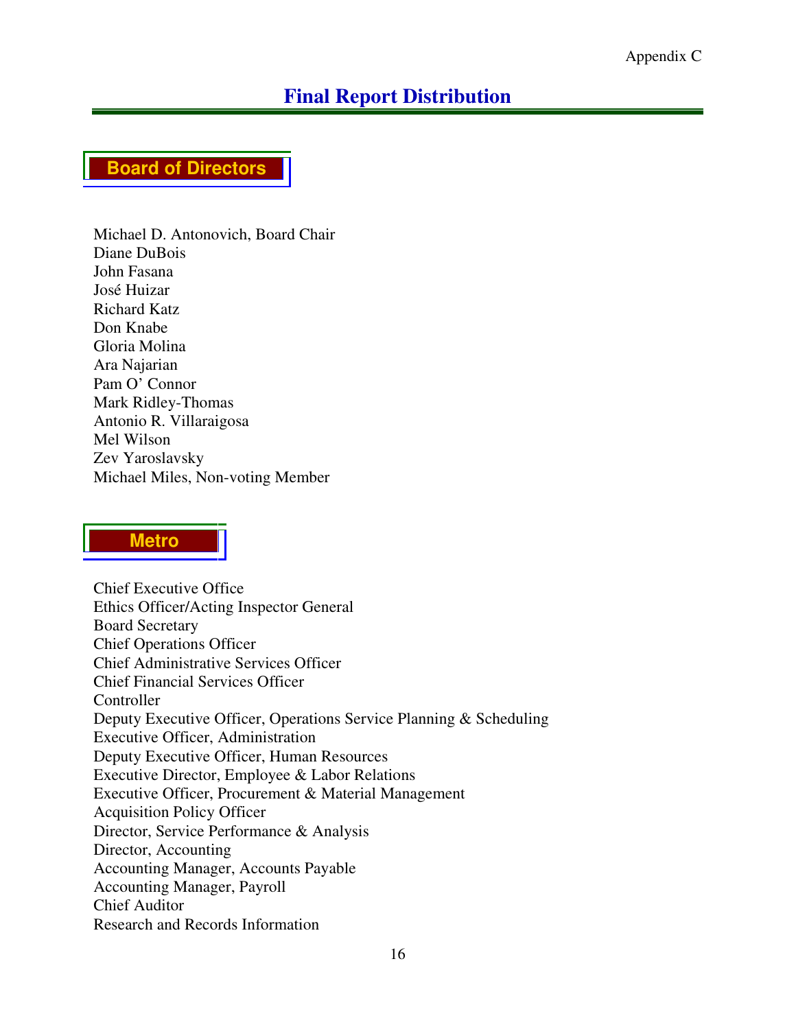Appendix C

# Final Report Distribution

## Board of Directors

Michael D. Antonovich, Board Chair
Diane DuBois
John Fasana
José Huizar
Richard Katz
Don Knabe
Gloria Molina
Ara Najarian
Pam O' Connor
Mark Ridley-Thomas
Antonio R. Villaraigosa
Mel Wilson
Zev Yaroslavsky
Michael Miles, Non-voting Member

## Metro

Chief Executive Office
Ethics Officer/Acting Inspector General
Board Secretary
Chief Operations Officer
Chief Administrative Services Officer
Chief Financial Services Officer
Controller
Deputy Executive Officer, Operations Service Planning & Scheduling
Executive Officer, Administration
Deputy Executive Officer, Human Resources
Executive Director, Employee & Labor Relations
Executive Officer, Procurement & Material Management
Acquisition Policy Officer
Director, Service Performance & Analysis
Director, Accounting
Accounting Manager, Accounts Payable
Accounting Manager, Payroll
Chief Auditor
Research and Records Information